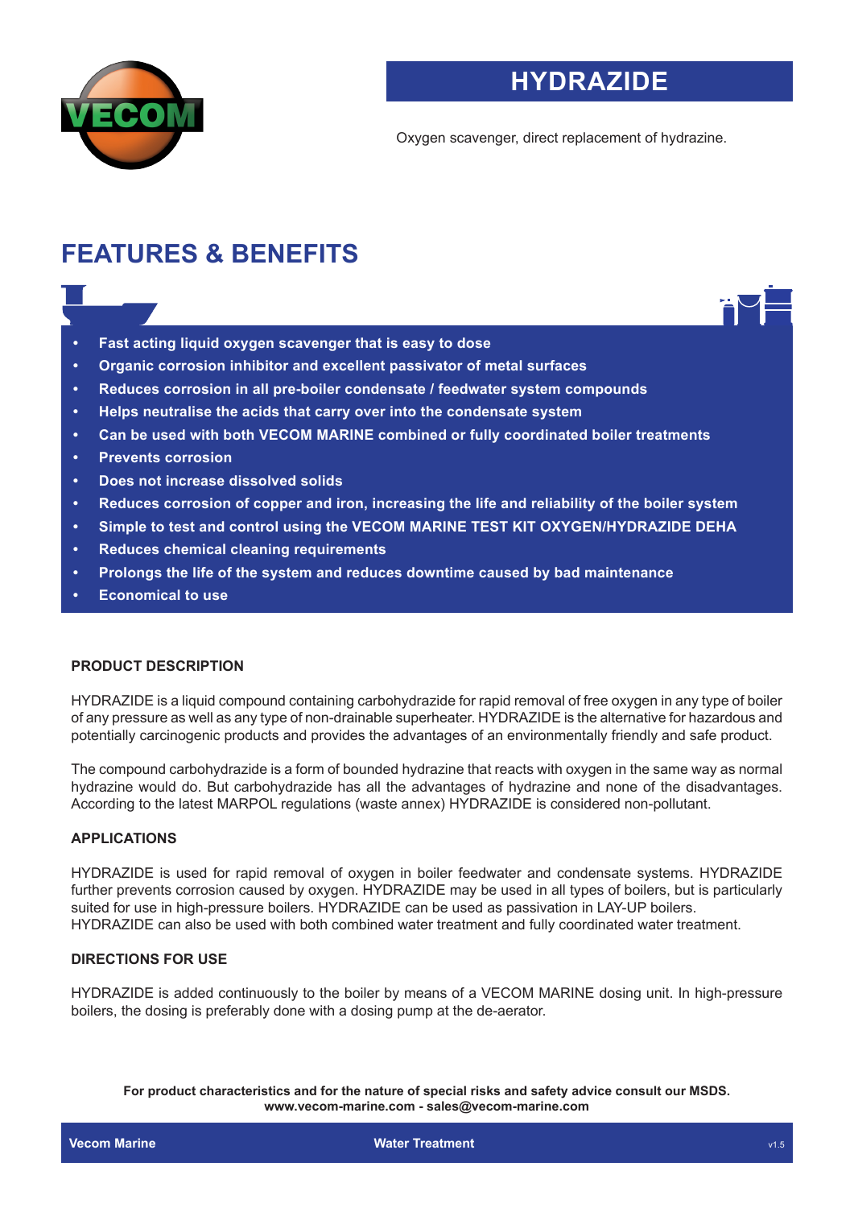# HYDRAZIDE

Oxygen scavenger, direct replacement of hydrazine.

## FEATURES & BENEFITS

- **Fast acting liquid oxygen scavenger that is easy to dose**
- **Organic corrosion inhibitor and excellent passivator of metal surfaces**
- **Reduces corrosion in all pre-boiler condensate / feedwater system compounds**
- **Helps neutralise the acids that carry over into the condensate system**
- **Can be used with both VECOM MARINE combined or fully coordinated boiler treatments**
- **Prevents corrosion**
- **Does not increase dissolved solids**
- **Reduces corrosion of copper and iron, increasing the life and reliability of the boiler system**
- **Simple to test and control using the VECOM MARINE TEST KIT OXYGEN/HYDRAZIDE DEHA**
- **Reduces chemical cleaning requirements**
- **Prolongs the life of the system and reduces downtime caused by bad maintenance**
- **Economical to use**

### PRODUCT DESCRIPTION

HYDRAZIDE is a liquid compound containing carbohydrazide for rapid removal of free oxygen in any type of boiler of any pressure as well as any type of non-drainable superheater. HYDRAZIDE is the alternative for hazardous and potentially carcinogenic products and provides the advantages of an environmentally friendly and safe product.

The compound carbohydrazide is a form of bounded hydrazine that reacts with oxygen in the same way as normal hydrazine would do. But carbohydrazide has all the advantages of hydrazine and none of the disadvantages. According to the latest MARPOL regulations (waste annex) HYDRAZIDE is considered non-pollutant.

### APPLICATIONS

HYDRAZIDE is used for rapid removal of oxygen in boiler feedwater and condensate systems. HYDRAZIDE further prevents corrosion caused by oxygen. HYDRAZIDE may be used in all types of boilers, but is particularly suited for use in high-pressure boilers. HYDRAZIDE can be used as passivation in LAY-UP boilers.
HYDRAZIDE can also be used with both combined water treatment and fully coordinated water treatment.

### DIRECTIONS FOR USE

HYDRAZIDE is added continuously to the boiler by means of a VECOM MARINE dosing unit. In high-pressure boilers, the dosing is preferably done with a dosing pump at the de-aerator.

**For product characteristics and for the nature of special risks and safety advice consult our MSDS.**
**www.vecom-marine.com - sales@vecom-marine.com**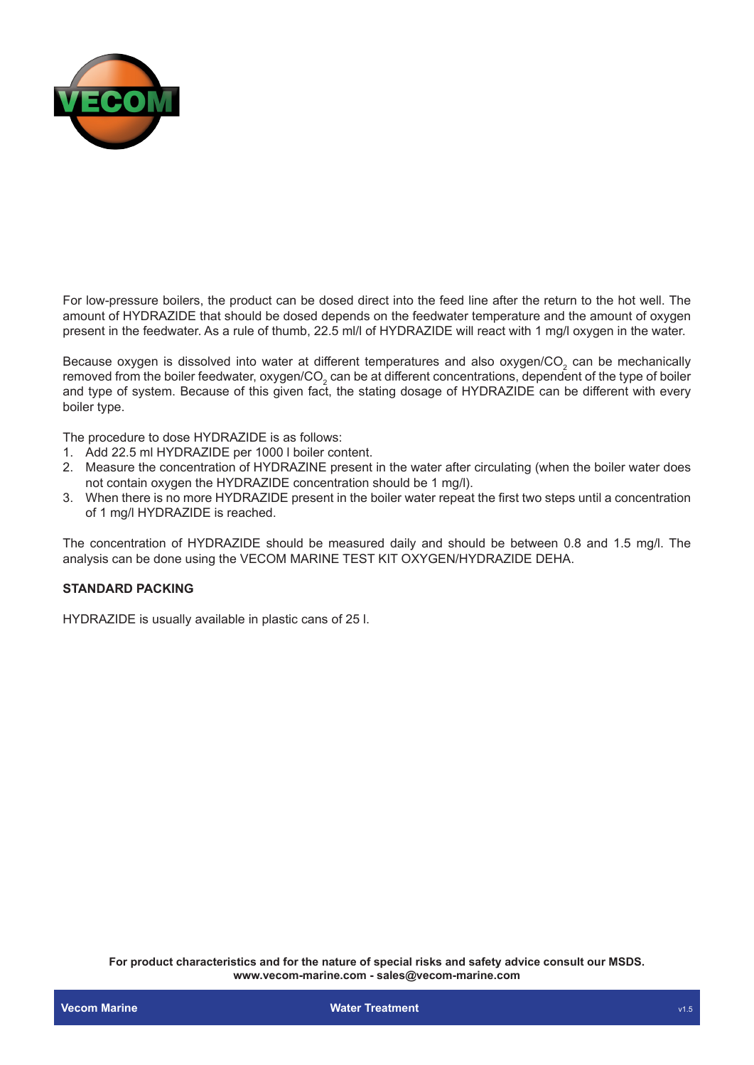For low-pressure boilers, the product can be dosed direct into the feed line after the return to the hot well. The amount of HYDRAZIDE that should be dosed depends on the feedwater temperature and the amount of oxygen present in the feedwater. As a rule of thumb, 22.5 ml/l of HYDRAZIDE will react with 1 mg/l oxygen in the water.

Because oxygen is dissolved into water at different temperatures and also oxygen/$CO_2$ can be mechanically removed from the boiler feedwater, oxygen/$CO_2$ can be at different concentrations, dependent of the type of boiler and type of system. Because of this given fact, the stating dosage of HYDRAZIDE can be different with every boiler type.

The procedure to dose HYDRAZIDE is as follows:

1. Add 22.5 ml HYDRAZIDE per 1000 l boiler content.
2. Measure the concentration of HYDRAZINE present in the water after circulating (when the boiler water does not contain oxygen the HYDRAZIDE concentration should be 1 mg/l).
3. When there is no more HYDRAZIDE present in the boiler water repeat the first two steps until a concentration of 1 mg/l HYDRAZIDE is reached.

The concentration of HYDRAZIDE should be measured daily and should be between 0.8 and 1.5 mg/l. The analysis can be done using the VECOM MARINE TEST KIT OXYGEN/HYDRAZIDE DEHA.

**STANDARD PACKING**

HYDRAZIDE is usually available in plastic cans of 25 l.

**For product characteristics and for the nature of special risks and safety advice consult our MSDS.**
**www.vecom-marine.com - sales@vecom-marine.com**